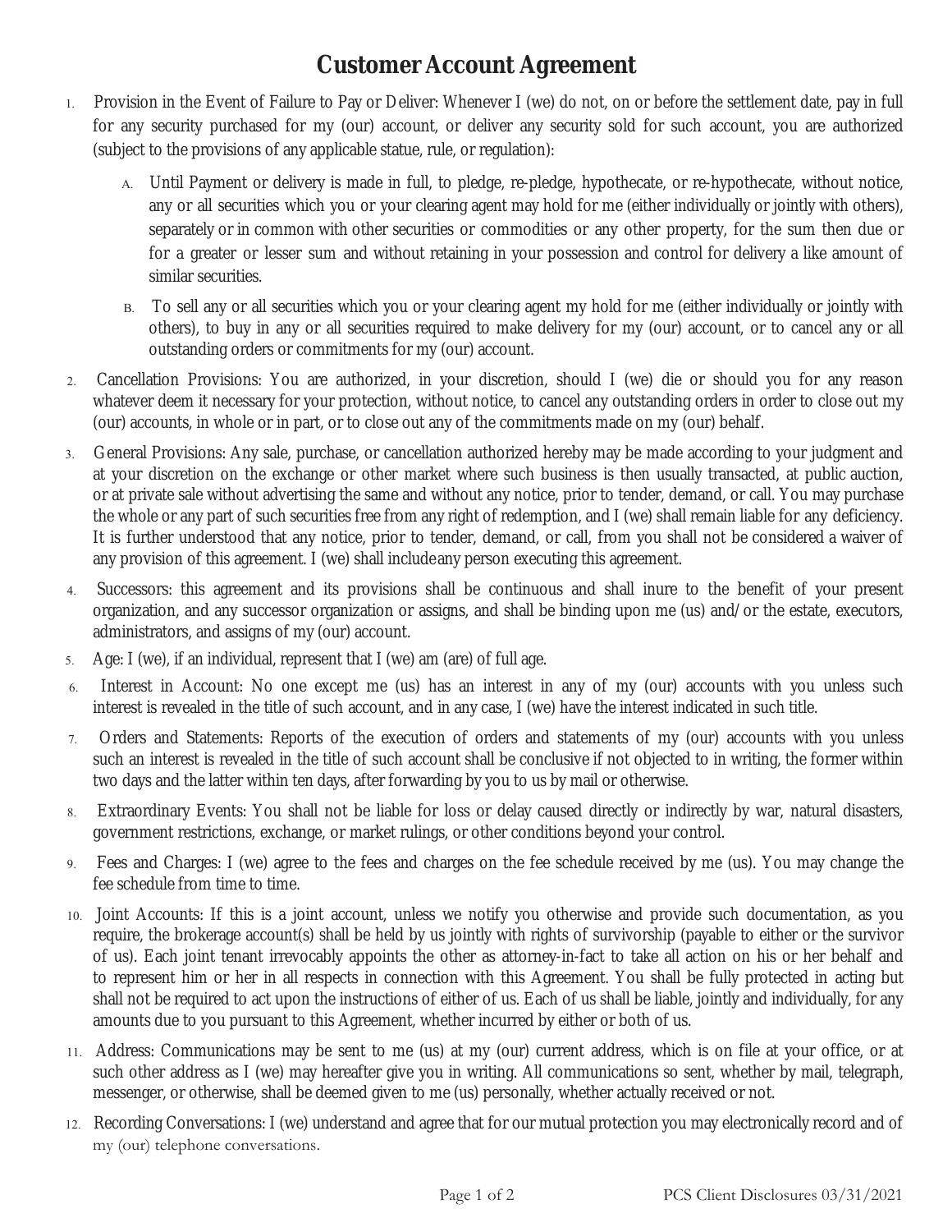# Customer Account Agreement

1. Provision in the Event of Failure to Pay or Deliver: Whenever I (we) do not, on or before the settlement date, pay in full for any security purchased for my (our) account, or deliver any security sold for such account, you are authorized (subject to the provisions of any applicable statue, rule, or regulation):

   A. Until Payment or delivery is made in full, to pledge, re-pledge, hypothecate, or re-hypothecate, without notice, any or all securities which you or your clearing agent may hold for me (either individually or jointly with others), separately or in common with other securities or commodities or any other property, for the sum then due or for a greater or lesser sum and without retaining in your possession and control for delivery a like amount of similar securities.

   B. To sell any or all securities which you or your clearing agent my hold for me (either individually or jointly with others), to buy in any or all securities required to make delivery for my (our) account, or to cancel any or all outstanding orders or commitments for my (our) account.

2. Cancellation Provisions: You are authorized, in your discretion, should I (we) die or should you for any reason whatever deem it necessary for your protection, without notice, to cancel any outstanding orders in order to close out my (our) accounts, in whole or in part, or to close out any of the commitments made on my (our) behalf.

3. General Provisions: Any sale, purchase, or cancellation authorized hereby may be made according to your judgment and at your discretion on the exchange or other market where such business is then usually transacted, at public auction, or at private sale without advertising the same and without any notice, prior to tender, demand, or call. You may purchase the whole or any part of such securities free from any right of redemption, and I (we) shall remain liable for any deficiency. It is further understood that any notice, prior to tender, demand, or call, from you shall not be considered a waiver of any provision of this agreement. I (we) shall includeany person executing this agreement.

4. Successors: this agreement and its provisions shall be continuous and shall inure to the benefit of your present organization, and any successor organization or assigns, and shall be binding upon me (us) and/or the estate, executors, administrators, and assigns of my (our) account.

5. Age: I (we), if an individual, represent that I (we) am (are) of full age.

6. Interest in Account: No one except me (us) has an interest in any of my (our) accounts with you unless such interest is revealed in the title of such account, and in any case, I (we) have the interest indicated in such title.

7. Orders and Statements: Reports of the execution of orders and statements of my (our) accounts with you unless such an interest is revealed in the title of such account shall be conclusive if not objected to in writing, the former within two days and the latter within ten days, after forwarding by you to us by mail or otherwise.

8. Extraordinary Events: You shall not be liable for loss or delay caused directly or indirectly by war, natural disasters, government restrictions, exchange, or market rulings, or other conditions beyond your control.

9. Fees and Charges: I (we) agree to the fees and charges on the fee schedule received by me (us). You may change the fee schedule from time to time.

10. Joint Accounts: If this is a joint account, unless we notify you otherwise and provide such documentation, as you require, the brokerage account(s) shall be held by us jointly with rights of survivorship (payable to either or the survivor of us). Each joint tenant irrevocably appoints the other as attorney-in-fact to take all action on his or her behalf and to represent him or her in all respects in connection with this Agreement. You shall be fully protected in acting but shall not be required to act upon the instructions of either of us. Each of us shall be liable, jointly and individually, for any amounts due to you pursuant to this Agreement, whether incurred by either or both of us.

11. Address: Communications may be sent to me (us) at my (our) current address, which is on file at your office, or at such other address as I (we) may hereafter give you in writing. All communications so sent, whether by mail, telegraph, messenger, or otherwise, shall be deemed given to me (us) personally, whether actually received or not.

12. Recording Conversations: I (we) understand and agree that for our mutual protection you may electronically record and of my (our) telephone conversations.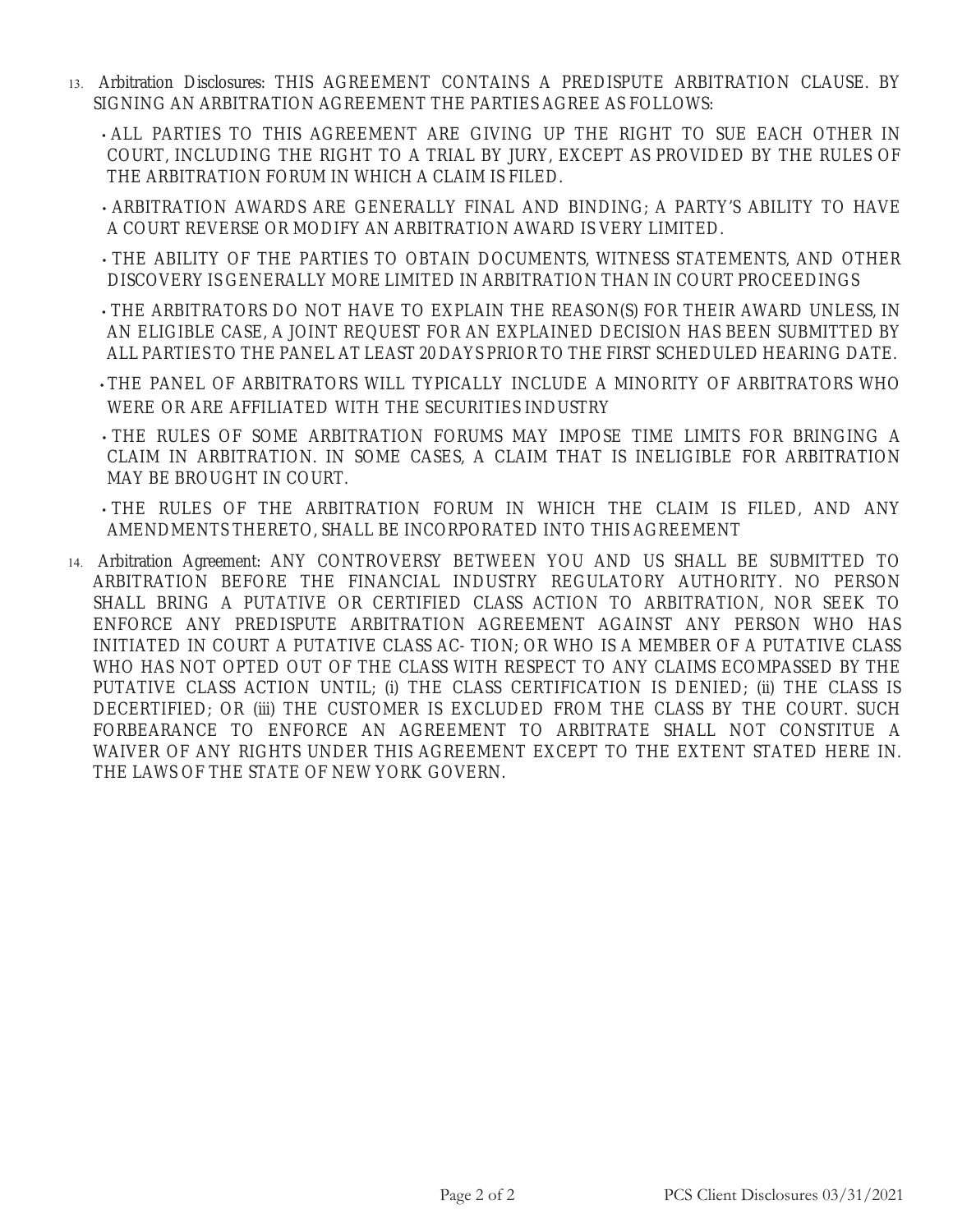13. Arbitration Disclosures: THIS AGREEMENT CONTAINS A PREDISPUTE ARBITRATION CLAUSE. BY SIGNING AN ARBITRATION AGREEMENT THE PARTIES AGREE AS FOLLOWS:

   - ALL PARTIES TO THIS AGREEMENT ARE GIVING UP THE RIGHT TO SUE EACH OTHER IN COURT, INCLUDING THE RIGHT TO A TRIAL BY JURY, EXCEPT AS PROVIDED BY THE RULES OF THE ARBITRATION FORUM IN WHICH A CLAIM IS FILED.
   - ARBITRATION AWARDS ARE GENERALLY FINAL AND BINDING; A PARTY'S ABILITY TO HAVE A COURT REVERSE OR MODIFY AN ARBITRATION AWARD IS VERY LIMITED.
   - THE ABILITY OF THE PARTIES TO OBTAIN DOCUMENTS, WITNESS STATEMENTS, AND OTHER DISCOVERY IS GENERALLY MORE LIMITED IN ARBITRATION THAN IN COURT PROCEEDINGS
   - THE ARBITRATORS DO NOT HAVE TO EXPLAIN THE REASON(S) FOR THEIR AWARD UNLESS, IN AN ELIGIBLE CASE, A JOINT REQUEST FOR AN EXPLAINED DECISION HAS BEEN SUBMITTED BY ALL PARTIES TO THE PANEL AT LEAST 20 DAYS PRIOR TO THE FIRST SCHEDULED HEARING DATE.
   - THE PANEL OF ARBITRATORS WILL TYPICALLY INCLUDE A MINORITY OF ARBITRATORS WHO WERE OR ARE AFFILIATED WITH THE SECURITIES INDUSTRY
   - THE RULES OF SOME ARBITRATION FORUMS MAY IMPOSE TIME LIMITS FOR BRINGING A CLAIM IN ARBITRATION. IN SOME CASES, A CLAIM THAT IS INELIGIBLE FOR ARBITRATION MAY BE BROUGHT IN COURT.
   - THE RULES OF THE ARBITRATION FORUM IN WHICH THE CLAIM IS FILED, AND ANY AMENDMENTS THERETO, SHALL BE INCORPORATED INTO THIS AGREEMENT

14. Arbitration Agreement: ANY CONTROVERSY BETWEEN YOU AND US SHALL BE SUBMITTED TO ARBITRATION BEFORE THE FINANCIAL INDUSTRY REGULATORY AUTHORITY. NO PERSON SHALL BRING A PUTATIVE OR CERTIFIED CLASS ACTION TO ARBITRATION, NOR SEEK TO ENFORCE ANY PREDISPUTE ARBITRATION AGREEMENT AGAINST ANY PERSON WHO HAS INITIATED IN COURT A PUTATIVE CLASS AC- TION; OR WHO IS A MEMBER OF A PUTATIVE CLASS WHO HAS NOT OPTED OUT OF THE CLASS WITH RESPECT TO ANY CLAIMS ECOMPASSED BY THE PUTATIVE CLASS ACTION UNTIL; (i) THE CLASS CERTIFICATION IS DENIED; (ii) THE CLASS IS DECERTIFIED; OR (iii) THE CUSTOMER IS EXCLUDED FROM THE CLASS BY THE COURT. SUCH FORBEARANCE TO ENFORCE AN AGREEMENT TO ARBITRATE SHALL NOT CONSTITUE A WAIVER OF ANY RIGHTS UNDER THIS AGREEMENT EXCEPT TO THE EXTENT STATED HERE IN. THE LAWS OF THE STATE OF NEW YORK GOVERN.